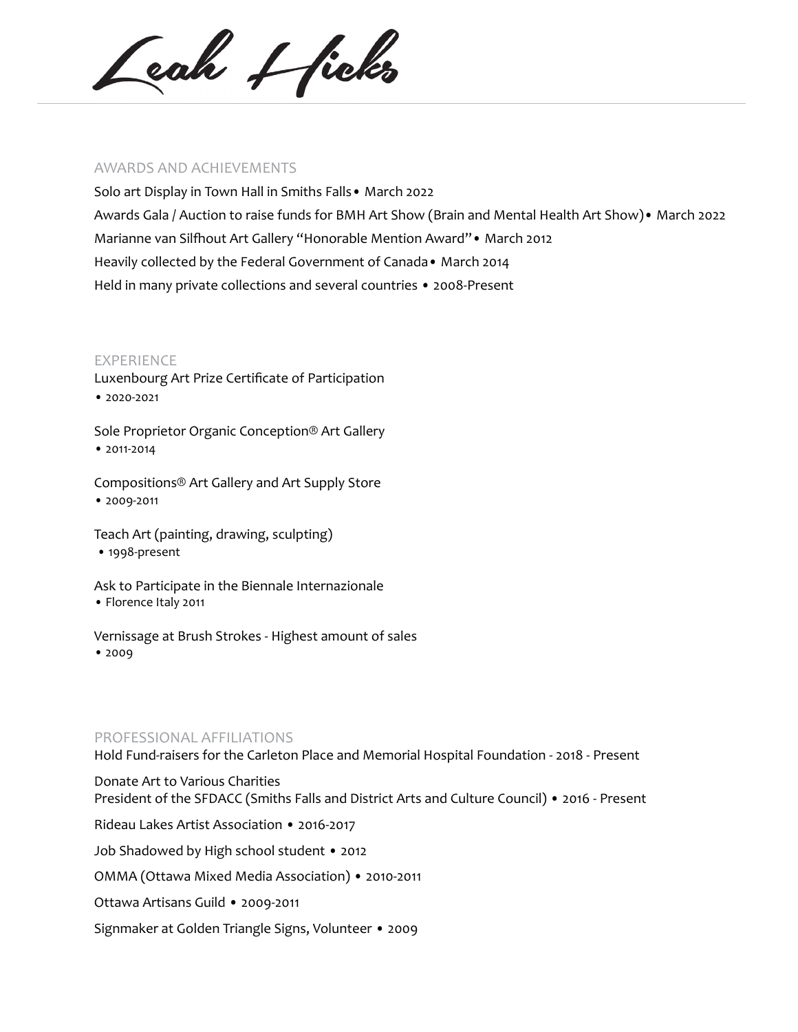# Leah Hicks

## AWARDS AND ACHIEVEMENTS

Solo art Display in Town Hall in Smiths Falls • March 2022

Awards Gala / Auction to raise funds for BMH Art Show (Brain and Mental Health Art Show) • March 2022

Marianne van Silfhout Art Gallery "Honorable Mention Award" • March 2012

Heavily collected by the Federal Government of Canada • March 2014

Held in many private collections and several countries • 2008-Present

## EXPERIENCE

Luxenbourg Art Prize Certificate of Participation
• 2020-2021

Sole Proprietor Organic Conception® Art Gallery
• 2011-2014

Compositions® Art Gallery and Art Supply Store
• 2009-2011

Teach Art (painting, drawing, sculpting)
• 1998-present

Ask to Participate in the Biennale Internazionale
• Florence Italy 2011

Vernissage at Brush Strokes - Highest amount of sales
• 2009

## PROFESSIONAL AFFILIATIONS

Hold Fund-raisers for the Carleton Place and Memorial Hospital Foundation - 2018 - Present

Donate Art to Various Charities
President of the SFDACC (Smiths Falls and District Arts and Culture Council) • 2016 - Present

Rideau Lakes Artist Association • 2016-2017

Job Shadowed by High school student • 2012

OMMA (Ottawa Mixed Media Association) • 2010-2011

Ottawa Artisans Guild • 2009-2011

Signmaker at Golden Triangle Signs, Volunteer • 2009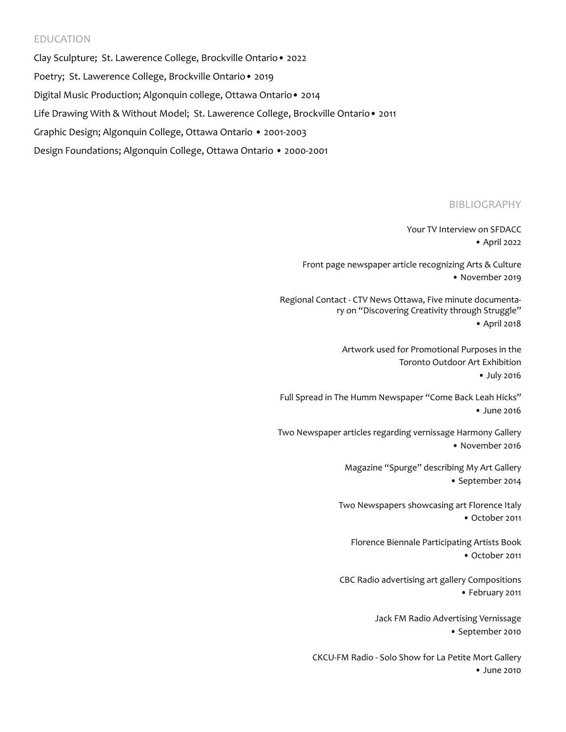## EDUCATION

Clay Sculpture; St. Lawerence College, Brockville Ontario • 2022

Poetry; St. Lawerence College, Brockville Ontario • 2019

Digital Music Production; Algonquin college, Ottawa Ontario • 2014

Life Drawing With & Without Model; St. Lawerence College, Brockville Ontario • 2011

Graphic Design; Algonquin College, Ottawa Ontario • 2001-2003

Design Foundations; Algonquin College, Ottawa Ontario • 2000-2001

## BIBLIOGRAPHY

Your TV Interview on SFDACC
• April 2022

Front page newspaper article recognizing Arts & Culture
• November 2019

Regional Contact - CTV News Ottawa, Five minute documentary on "Discovering Creativity through Struggle"
• April 2018

Artwork used for Promotional Purposes in the Toronto Outdoor Art Exhibition
• July 2016

Full Spread in The Humm Newspaper "Come Back Leah Hicks"
• June 2016

Two Newspaper articles regarding vernissage Harmony Gallery
• November 2016

Magazine "Spurge" describing My Art Gallery
• September 2014

Two Newspapers showcasing art Florence Italy
• October 2011

Florence Biennale Participating Artists Book
• October 2011

CBC Radio advertising art gallery Compositions
• February 2011

Jack FM Radio Advertising Vernissage
• September 2010

CKCU-FM Radio - Solo Show for La Petite Mort Gallery
• June 2010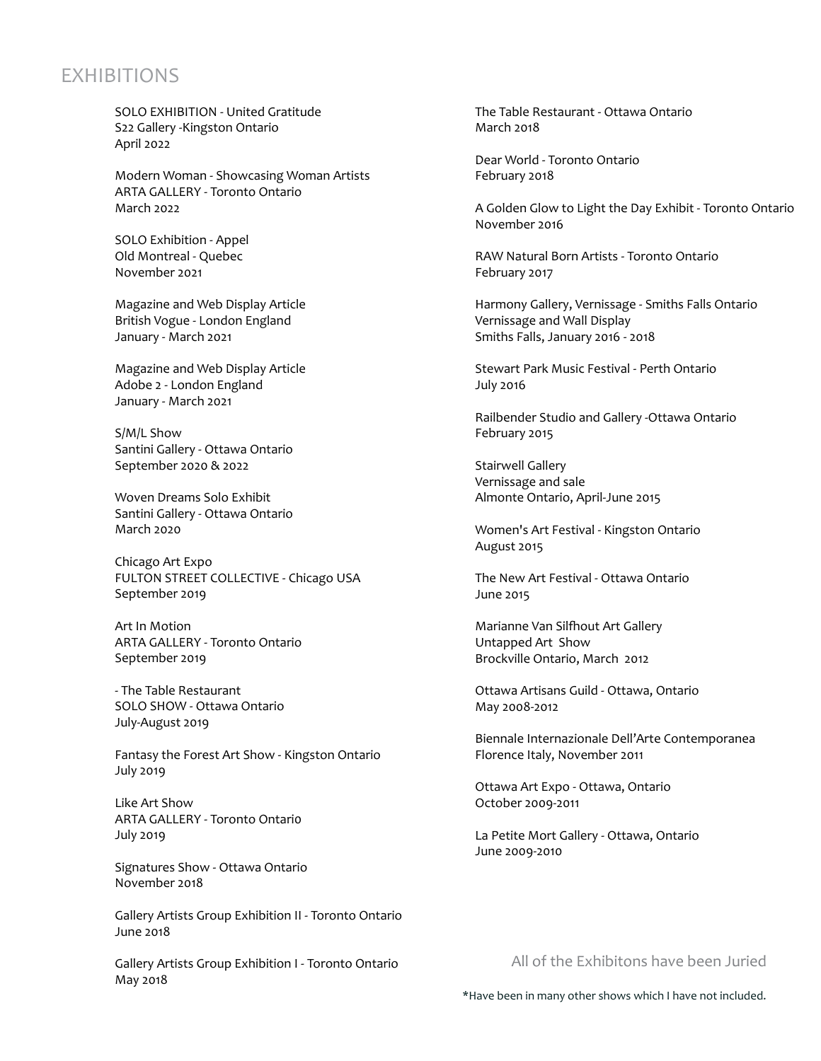# EXHIBITIONS

SOLO EXHIBITION - United Gratitude
S22 Gallery -Kingston Ontario
April 2022

Modern Woman - Showcasing Woman Artists
ARTA GALLERY - Toronto Ontario
March 2022

SOLO Exhibition - Appel
Old Montreal - Quebec
November 2021

Magazine and Web Display Article
British Vogue - London England
January - March 2021

Magazine and Web Display Article
Adobe 2 - London England
January - March 2021

S/M/L Show
Santini Gallery - Ottawa Ontario
September 2020 & 2022

Woven Dreams Solo Exhibit
Santini Gallery - Ottawa Ontario
March 2020

Chicago Art Expo
FULTON STREET COLLECTIVE - Chicago USA
September 2019

Art In Motion
ARTA GALLERY - Toronto Ontario
September 2019

- The Table Restaurant
SOLO SHOW - Ottawa Ontario
July-August 2019

Fantasy the Forest Art Show - Kingston Ontario
July 2019

Like Art Show
ARTA GALLERY - Toronto Ontario
July 2019

Signatures Show - Ottawa Ontario
November 2018

Gallery Artists Group Exhibition II - Toronto Ontario
June 2018

Gallery Artists Group Exhibition I - Toronto Ontario
May 2018

The Table Restaurant - Ottawa Ontario
March 2018

Dear World - Toronto Ontario
February 2018

A Golden Glow to Light the Day Exhibit - Toronto Ontario
November 2016

RAW Natural Born Artists - Toronto Ontario
February 2017

Harmony Gallery, Vernissage - Smiths Falls Ontario
Vernissage and Wall Display
Smiths Falls, January 2016 - 2018

Stewart Park Music Festival - Perth Ontario
July 2016

Railbender Studio and Gallery -Ottawa Ontario
February 2015

Stairwell Gallery
Vernissage and sale
Almonte Ontario, April-June 2015

Women's Art Festival - Kingston Ontario
August 2015

The New Art Festival - Ottawa Ontario
June 2015

Marianne Van Silfhout Art Gallery
Untapped Art Show
Brockville Ontario, March 2012

Ottawa Artisans Guild - Ottawa, Ontario
May 2008-2012

Biennale Internazionale Dell'Arte Contemporanea
Florence Italy, November 2011

Ottawa Art Expo - Ottawa, Ontario
October 2009-2011

La Petite Mort Gallery - Ottawa, Ontario
June 2009-2010

All of the Exhibitons have been Juried

*Have been in many other shows which I have not included.